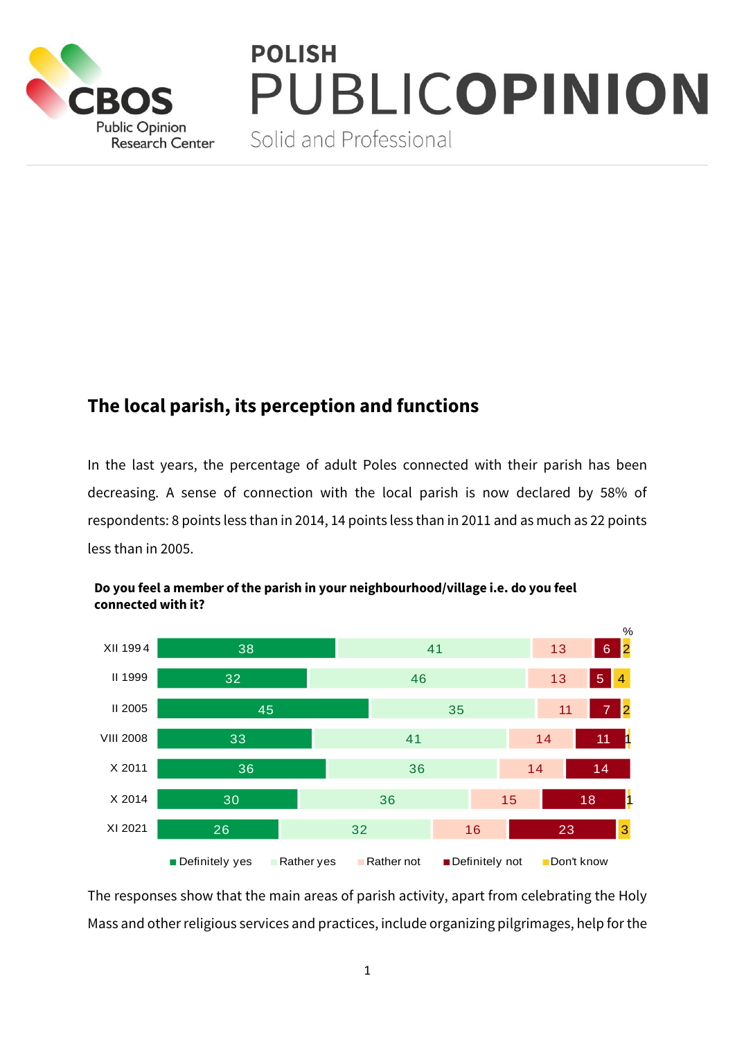# The local parish, its perception and functions

In the last years, the percentage of adult Poles connected with their parish has been decreasing. A sense of connection with the local parish is now declared by 58% of respondents: 8 points less than in 2014, 14 points less than in 2011 and as much as 22 points less than in 2005.

**Do you feel a member of the parish in your neighbourhood/village i.e. do you feel connected with it?**

| % | Definitely yes | Rather yes | Rather not | Definitely not | Don't know |
|---|---|---|---|---|---|
| XII 1994 | 38 | 41 | 13 | 6 | 2 |
| II 1999 | 32 | 46 | 13 | 5 | 4 |
| II 2005 | 45 | 35 | 11 | 7 | 2 |
| VIII 2008 | 33 | 41 | 14 | 11 | 1 |
| X 2011 | 36 | 36 | 14 | 14 | |
| X 2014 | 30 | 36 | 15 | 18 | 1 |
| XI 2021 | 26 | 32 | 16 | 23 | 3 |

The responses show that the main areas of parish activity, apart from celebrating the Holy Mass and other religious services and practices, include organizing pilgrimages, help for the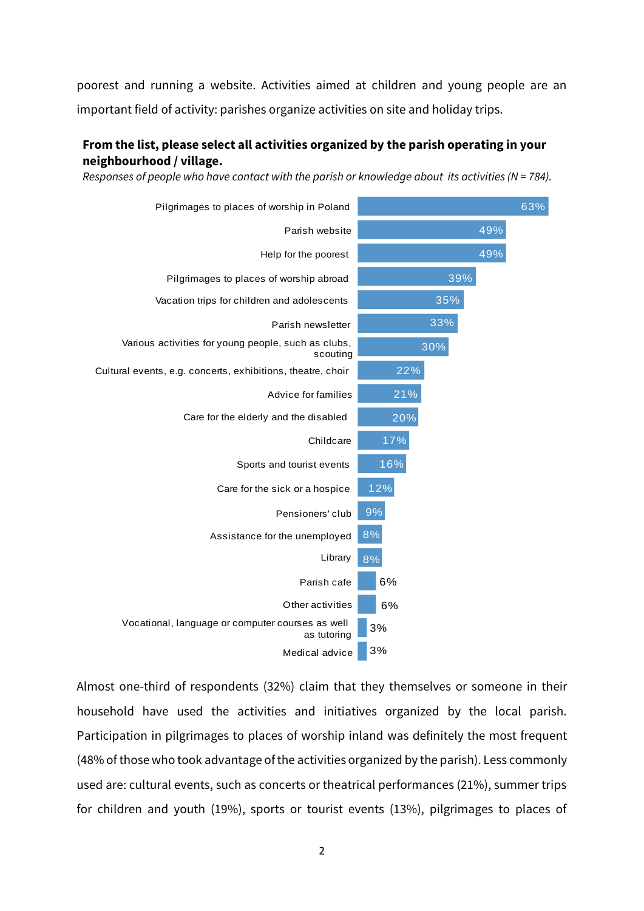poorest and running a website. Activities aimed at children and young people are an important field of activity: parishes organize activities on site and holiday trips.

**From the list, please select all activities organized by the parish operating in your neighbourhood / village.**

*Responses of people who have contact with the parish or knowledge about its activities (N = 784).*

| Activity | % |
|---|---|
| Pilgrimages to places of worship in Poland | 63% |
| Parish website | 49% |
| Help for the poorest | 49% |
| Pilgrimages to places of worship abroad | 39% |
| Vacation trips for children and adolescents | 35% |
| Parish newsletter | 33% |
| Various activities for young people, such as clubs, scouting | 30% |
| Cultural events, e.g. concerts, exhibitions, theatre, choir | 22% |
| Advice for families | 21% |
| Care for the elderly and the disabled | 20% |
| Childcare | 17% |
| Sports and tourist events | 16% |
| Care for the sick or a hospice | 12% |
| Pensioners' club | 9% |
| Assistance for the unemployed | 8% |
| Library | 8% |
| Parish cafe | 6% |
| Other activities | 6% |
| Vocational, language or computer courses as well as tutoring | 3% |
| Medical advice | 3% |

Almost one-third of respondents (32%) claim that they themselves or someone in their household have used the activities and initiatives organized by the local parish. Participation in pilgrimages to places of worship inland was definitely the most frequent (48% of those who took advantage of the activities organized by the parish). Less commonly used are: cultural events, such as concerts or theatrical performances (21%), summer trips for children and youth (19%), sports or tourist events (13%), pilgrimages to places of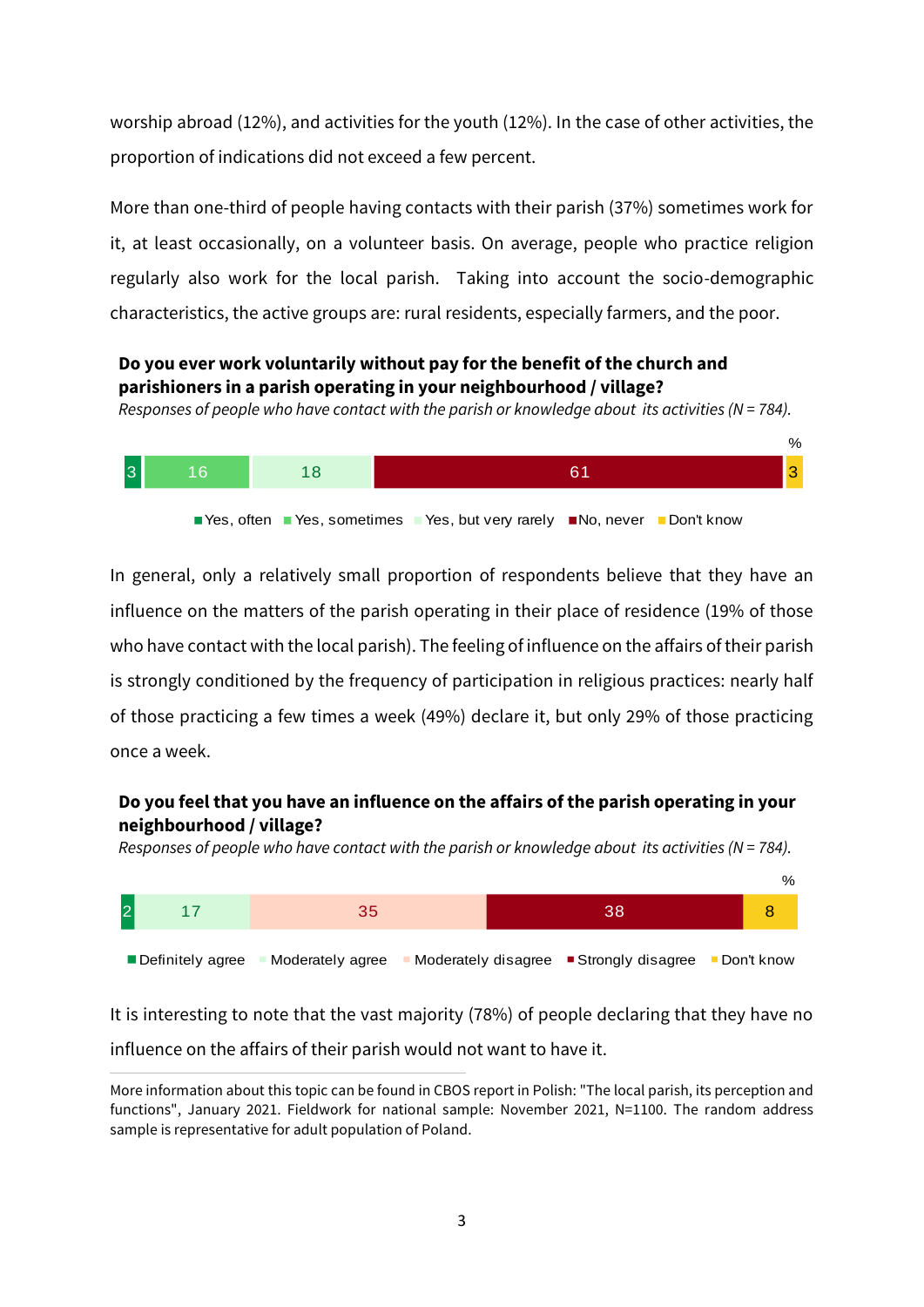worship abroad (12%), and activities for the youth (12%). In the case of other activities, the proportion of indications did not exceed a few percent.

More than one-third of people having contacts with their parish (37%) sometimes work for it, at least occasionally, on a volunteer basis. On average, people who practice religion regularly also work for the local parish. Taking into account the socio-demographic characteristics, the active groups are: rural residents, especially farmers, and the poor.

**Do you ever work voluntarily without pay for the benefit of the church and parishioners in a parish operating in your neighbourhood / village?**

*Responses of people who have contact with the parish or knowledge about its activities (N = 784).*

%

3 16 18 61 3

Yes, often Yes, sometimes Yes, but very rarely No, never Don't know

In general, only a relatively small proportion of respondents believe that they have an influence on the matters of the parish operating in their place of residence (19% of those who have contact with the local parish). The feeling of influence on the affairs of their parish is strongly conditioned by the frequency of participation in religious practices: nearly half of those practicing a few times a week (49%) declare it, but only 29% of those practicing once a week.

**Do you feel that you have an influence on the affairs of the parish operating in your neighbourhood / village?**

*Responses of people who have contact with the parish or knowledge about its activities (N = 784).*

%

2 17 35 38 8

Definitely agree Moderately agree Moderately disagree Strongly disagree Don't know

It is interesting to note that the vast majority (78%) of people declaring that they have no influence on the affairs of their parish would not want to have it.

---

More information about this topic can be found in CBOS report in Polish: "The local parish, its perception and functions", January 2021. Fieldwork for national sample: November 2021, N=1100. The random address sample is representative for adult population of Poland.